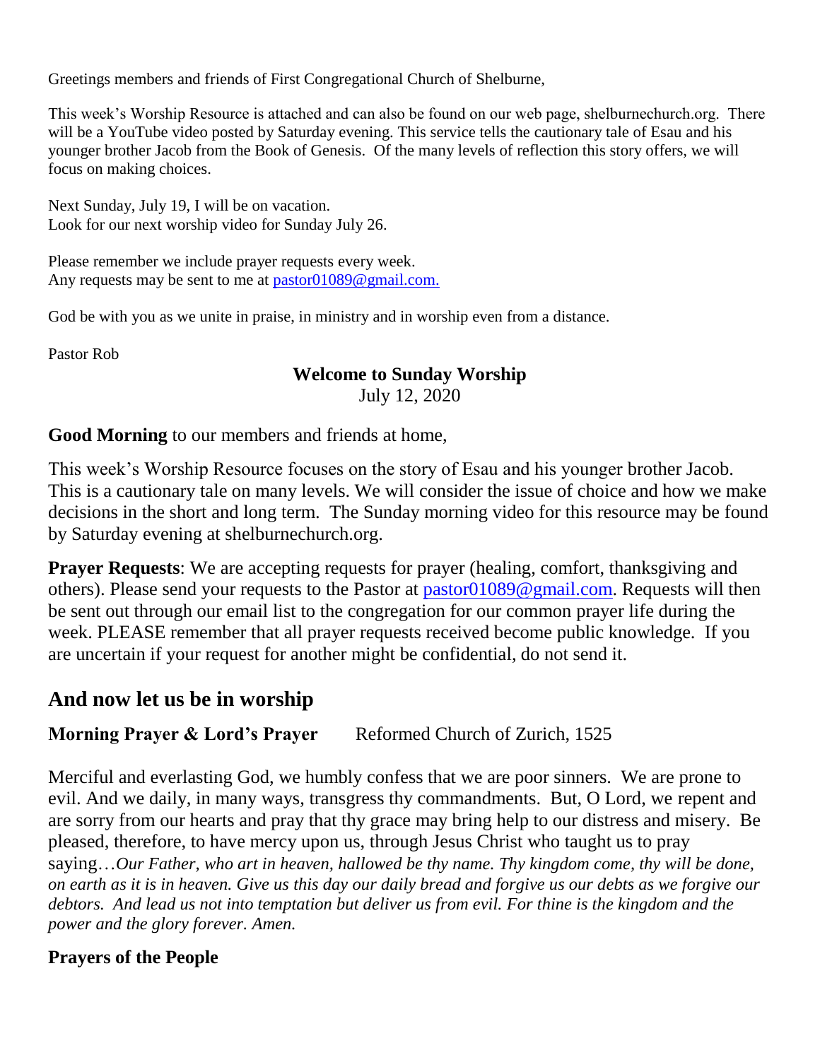Greetings members and friends of First Congregational Church of Shelburne,

This week's Worship Resource is attached and can also be found on our web page, shelburnechurch.org. There will be a YouTube video posted by Saturday evening. This service tells the cautionary tale of Esau and his younger brother Jacob from the Book of Genesis. Of the many levels of reflection this story offers, we will focus on making choices.

Next Sunday, July 19, I will be on vacation.
Look for our next worship video for Sunday July 26.

Please remember we include prayer requests every week.
Any requests may be sent to me at pastor01089@gmail.com.

God be with you as we unite in praise, in ministry and in worship even from a distance.

Pastor Rob

**Welcome to Sunday Worship**
July 12, 2020

**Good Morning** to our members and friends at home,

This week's Worship Resource focuses on the story of Esau and his younger brother Jacob. This is a cautionary tale on many levels. We will consider the issue of choice and how we make decisions in the short and long term. The Sunday morning video for this resource may be found by Saturday evening at shelburnechurch.org.

**Prayer Requests**: We are accepting requests for prayer (healing, comfort, thanksgiving and others). Please send your requests to the Pastor at pastor01089@gmail.com. Requests will then be sent out through our email list to the congregation for our common prayer life during the week. PLEASE remember that all prayer requests received become public knowledge. If you are uncertain if your request for another might be confidential, do not send it.

## And now let us be in worship

**Morning Prayer & Lord's Prayer** Reformed Church of Zurich, 1525

Merciful and everlasting God, we humbly confess that we are poor sinners. We are prone to evil. And we daily, in many ways, transgress thy commandments. But, O Lord, we repent and are sorry from our hearts and pray that thy grace may bring help to our distress and misery. Be pleased, therefore, to have mercy upon us, through Jesus Christ who taught us to pray saying…*Our Father, who art in heaven, hallowed be thy name. Thy kingdom come, thy will be done, on earth as it is in heaven. Give us this day our daily bread and forgive us our debts as we forgive our debtors. And lead us not into temptation but deliver us from evil. For thine is the kingdom and the power and the glory forever. Amen.*

**Prayers of the People**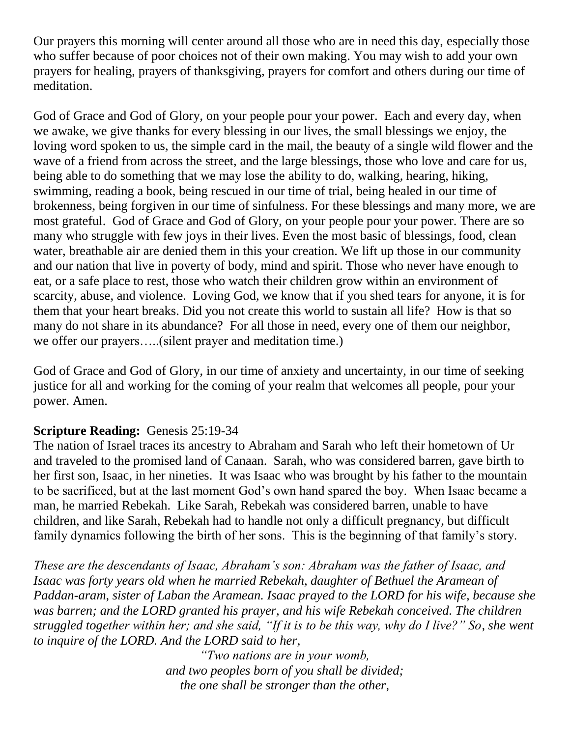Our prayers this morning will center around all those who are in need this day, especially those who suffer because of poor choices not of their own making. You may wish to add your own prayers for healing, prayers of thanksgiving, prayers for comfort and others during our time of meditation.

God of Grace and God of Glory, on your people pour your power. Each and every day, when we awake, we give thanks for every blessing in our lives, the small blessings we enjoy, the loving word spoken to us, the simple card in the mail, the beauty of a single wild flower and the wave of a friend from across the street, and the large blessings, those who love and care for us, being able to do something that we may lose the ability to do, walking, hearing, hiking, swimming, reading a book, being rescued in our time of trial, being healed in our time of brokenness, being forgiven in our time of sinfulness. For these blessings and many more, we are most grateful. God of Grace and God of Glory, on your people pour your power. There are so many who struggle with few joys in their lives. Even the most basic of blessings, food, clean water, breathable air are denied them in this your creation. We lift up those in our community and our nation that live in poverty of body, mind and spirit. Those who never have enough to eat, or a safe place to rest, those who watch their children grow within an environment of scarcity, abuse, and violence. Loving God, we know that if you shed tears for anyone, it is for them that your heart breaks. Did you not create this world to sustain all life? How is that so many do not share in its abundance? For all those in need, every one of them our neighbor, we offer our prayers…..(silent prayer and meditation time.)

God of Grace and God of Glory, in our time of anxiety and uncertainty, in our time of seeking justice for all and working for the coming of your realm that welcomes all people, pour your power. Amen.

**Scripture Reading:** Genesis 25:19-34

The nation of Israel traces its ancestry to Abraham and Sarah who left their hometown of Ur and traveled to the promised land of Canaan. Sarah, who was considered barren, gave birth to her first son, Isaac, in her nineties. It was Isaac who was brought by his father to the mountain to be sacrificed, but at the last moment God's own hand spared the boy. When Isaac became a man, he married Rebekah. Like Sarah, Rebekah was considered barren, unable to have children, and like Sarah, Rebekah had to handle not only a difficult pregnancy, but difficult family dynamics following the birth of her sons. This is the beginning of that family's story.

*These are the descendants of Isaac, Abraham's son: Abraham was the father of Isaac, and Isaac was forty years old when he married Rebekah, daughter of Bethuel the Aramean of Paddan-aram, sister of Laban the Aramean. Isaac prayed to the LORD for his wife, because she was barren; and the LORD granted his prayer, and his wife Rebekah conceived. The children struggled together within her; and she said, "If it is to be this way, why do I live?" So, she went to inquire of the LORD. And the LORD said to her,*

*"Two nations are in your womb,*
*and two peoples born of you shall be divided;*
*the one shall be stronger than the other,*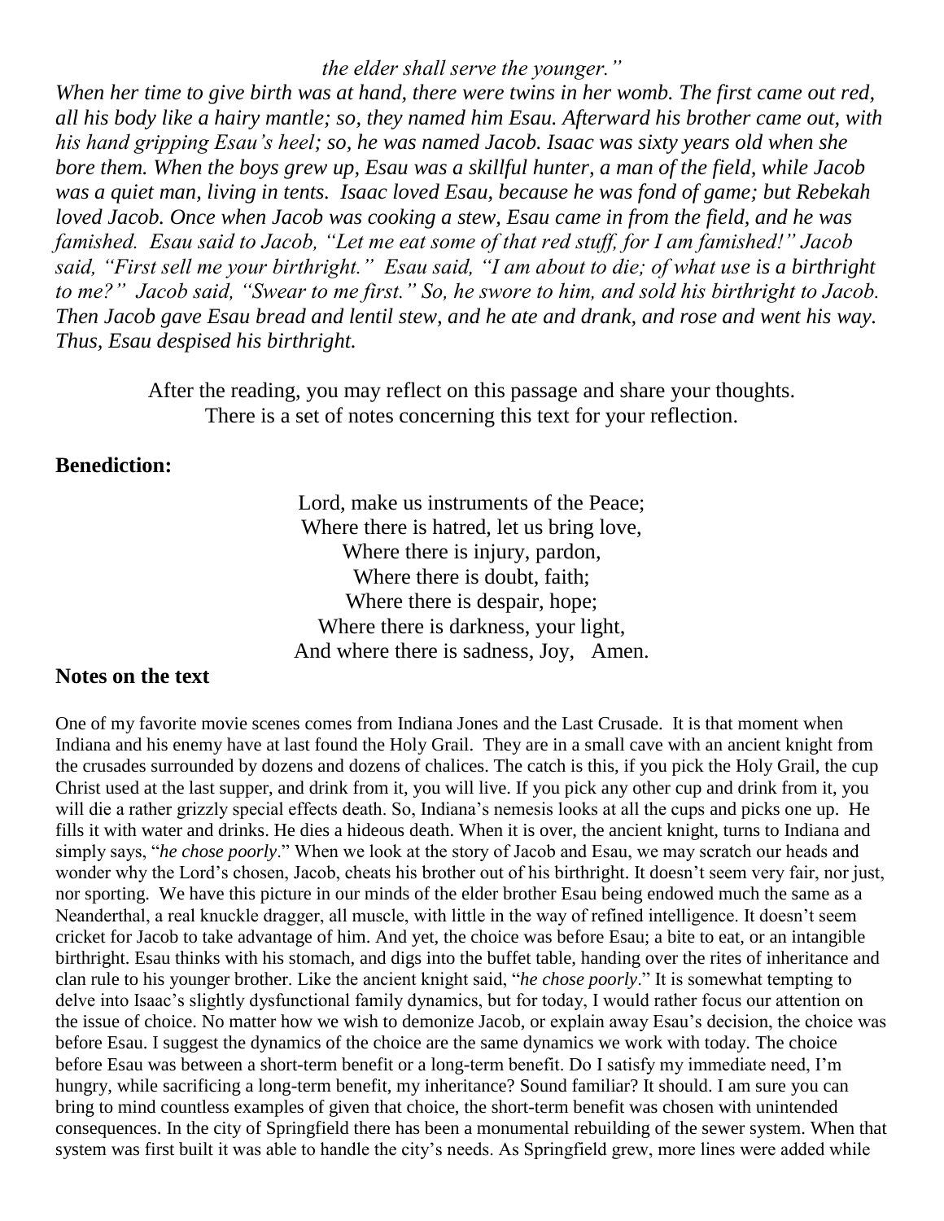*the elder shall serve the younger."*

*When her time to give birth was at hand, there were twins in her womb. The first came out red, all his body like a hairy mantle; so, they named him Esau. Afterward his brother came out, with his hand gripping Esau's heel; so, he was named Jacob. Isaac was sixty years old when she bore them. When the boys grew up, Esau was a skillful hunter, a man of the field, while Jacob was a quiet man, living in tents. Isaac loved Esau, because he was fond of game; but Rebekah loved Jacob. Once when Jacob was cooking a stew, Esau came in from the field, and he was famished. Esau said to Jacob, "Let me eat some of that red stuff, for I am famished!" Jacob said, "First sell me your birthright." Esau said, "I am about to die; of what use is a birthright to me?" Jacob said, "Swear to me first." So, he swore to him, and sold his birthright to Jacob. Then Jacob gave Esau bread and lentil stew, and he ate and drank, and rose and went his way. Thus, Esau despised his birthright.*

After the reading, you may reflect on this passage and share your thoughts.
There is a set of notes concerning this text for your reflection.

**Benediction:**

Lord, make us instruments of the Peace;
Where there is hatred, let us bring love,
Where there is injury, pardon,
Where there is doubt, faith;
Where there is despair, hope;
Where there is darkness, your light,
And where there is sadness, Joy, Amen.

**Notes on the text**

One of my favorite movie scenes comes from Indiana Jones and the Last Crusade. It is that moment when Indiana and his enemy have at last found the Holy Grail. They are in a small cave with an ancient knight from the crusades surrounded by dozens and dozens of chalices. The catch is this, if you pick the Holy Grail, the cup Christ used at the last supper, and drink from it, you will live. If you pick any other cup and drink from it, you will die a rather grizzly special effects death. So, Indiana's nemesis looks at all the cups and picks one up. He fills it with water and drinks. He dies a hideous death. When it is over, the ancient knight, turns to Indiana and simply says, "*he chose poorly*." When we look at the story of Jacob and Esau, we may scratch our heads and wonder why the Lord's chosen, Jacob, cheats his brother out of his birthright. It doesn't seem very fair, nor just, nor sporting. We have this picture in our minds of the elder brother Esau being endowed much the same as a Neanderthal, a real knuckle dragger, all muscle, with little in the way of refined intelligence. It doesn't seem cricket for Jacob to take advantage of him. And yet, the choice was before Esau; a bite to eat, or an intangible birthright. Esau thinks with his stomach, and digs into the buffet table, handing over the rites of inheritance and clan rule to his younger brother. Like the ancient knight said, "*he chose poorly*." It is somewhat tempting to delve into Isaac's slightly dysfunctional family dynamics, but for today, I would rather focus our attention on the issue of choice. No matter how we wish to demonize Jacob, or explain away Esau's decision, the choice was before Esau. I suggest the dynamics of the choice are the same dynamics we work with today. The choice before Esau was between a short-term benefit or a long-term benefit. Do I satisfy my immediate need, I'm hungry, while sacrificing a long-term benefit, my inheritance? Sound familiar? It should. I am sure you can bring to mind countless examples of given that choice, the short-term benefit was chosen with unintended consequences. In the city of Springfield there has been a monumental rebuilding of the sewer system. When that system was first built it was able to handle the city's needs. As Springfield grew, more lines were added while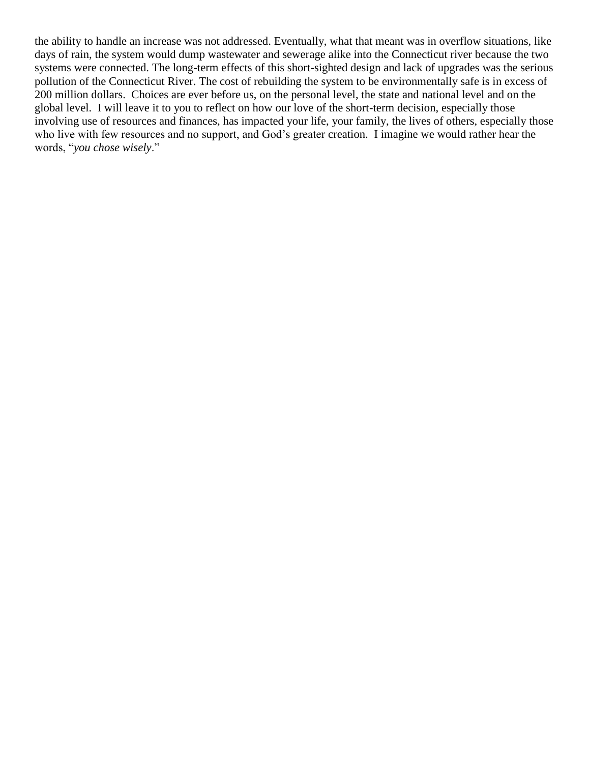the ability to handle an increase was not addressed. Eventually, what that meant was in overflow situations, like days of rain, the system would dump wastewater and sewerage alike into the Connecticut river because the two systems were connected. The long-term effects of this short-sighted design and lack of upgrades was the serious pollution of the Connecticut River. The cost of rebuilding the system to be environmentally safe is in excess of 200 million dollars. Choices are ever before us, on the personal level, the state and national level and on the global level. I will leave it to you to reflect on how our love of the short-term decision, especially those involving use of resources and finances, has impacted your life, your family, the lives of others, especially those who live with few resources and no support, and God's greater creation. I imagine we would rather hear the words, "*you chose wisely*."